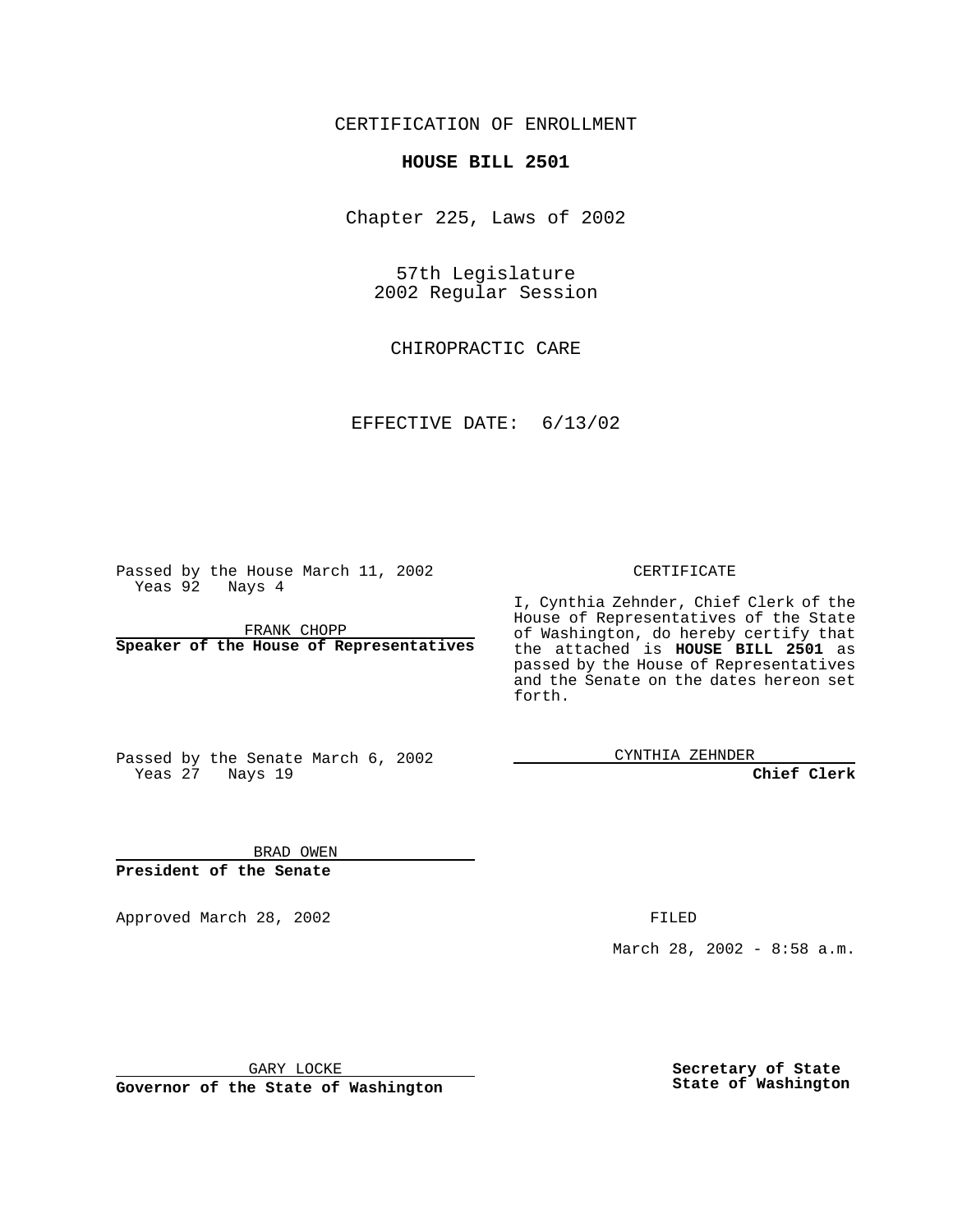CERTIFICATION OF ENROLLMENT

**HOUSE BILL 2501**

Chapter 225, Laws of 2002

57th Legislature
2002 Regular Session

CHIROPRACTIC CARE

EFFECTIVE DATE: 6/13/02

Passed by the House March 11, 2002
Yeas 92 Nays 4

FRANK CHOPP
**Speaker of the House of Representatives**

Passed by the Senate March 6, 2002
Yeas 27 Nays 19

BRAD OWEN
**President of the Senate**

CERTIFICATE

I, Cynthia Zehnder, Chief Clerk of the House of Representatives of the State of Washington, do hereby certify that the attached is **HOUSE BILL 2501** as passed by the House of Representatives and the Senate on the dates hereon set forth.

CYNTHIA ZEHNDER
**Chief Clerk**

Approved March 28, 2002

GARY LOCKE
**Governor of the State of Washington**

FILED

March 28, 2002 - 8:58 a.m.

**Secretary of State**
**State of Washington**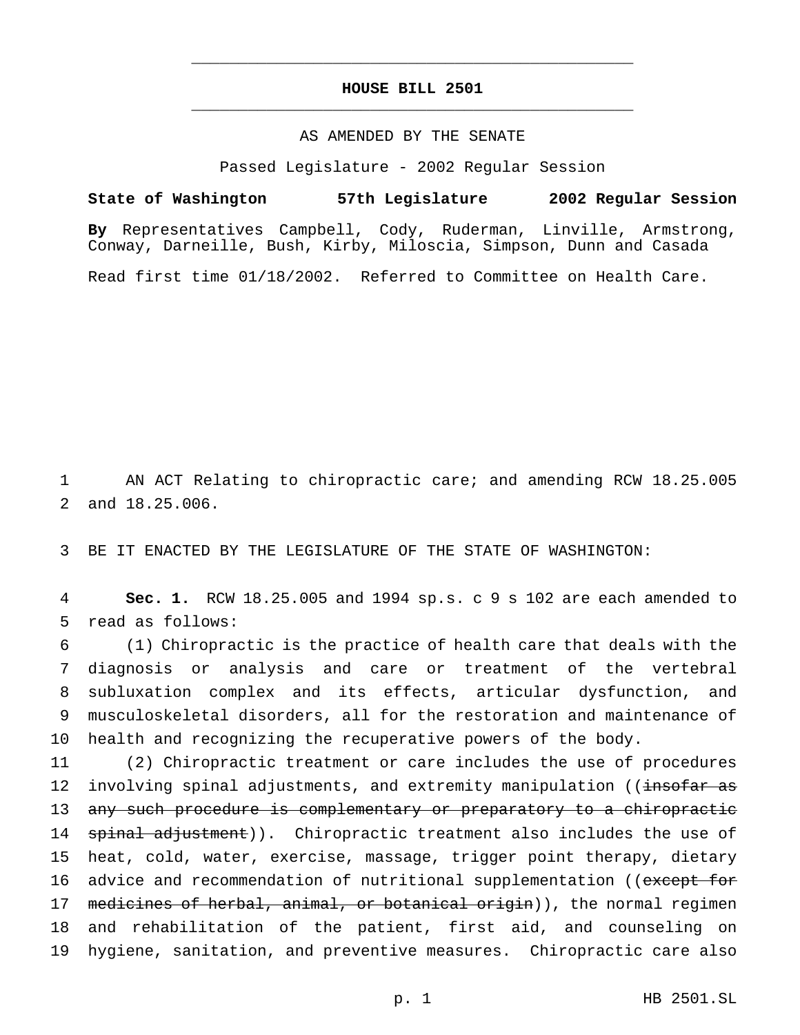# HOUSE BILL 2501

AS AMENDED BY THE SENATE

Passed Legislature - 2002 Regular Session

**State of Washington 57th Legislature 2002 Regular Session**

**By** Representatives Campbell, Cody, Ruderman, Linville, Armstrong, Conway, Darneille, Bush, Kirby, Miloscia, Simpson, Dunn and Casada

Read first time 01/18/2002. Referred to Committee on Health Care.

AN ACT Relating to chiropractic care; and amending RCW 18.25.005 and 18.25.006.

BE IT ENACTED BY THE LEGISLATURE OF THE STATE OF WASHINGTON:

**Sec. 1.** RCW 18.25.005 and 1994 sp.s. c 9 s 102 are each amended to read as follows:

(1) Chiropractic is the practice of health care that deals with the diagnosis or analysis and care or treatment of the vertebral subluxation complex and its effects, articular dysfunction, and musculoskeletal disorders, all for the restoration and maintenance of health and recognizing the recuperative powers of the body.

(2) Chiropractic treatment or care includes the use of procedures involving spinal adjustments, and extremity manipulation ((~~insofar as any such procedure is complementary or preparatory to a chiropractic spinal adjustment~~)). Chiropractic treatment also includes the use of heat, cold, water, exercise, massage, trigger point therapy, dietary advice and recommendation of nutritional supplementation ((~~except for medicines of herbal, animal, or botanical origin~~)), the normal regimen and rehabilitation of the patient, first aid, and counseling on hygiene, sanitation, and preventive measures. Chiropractic care also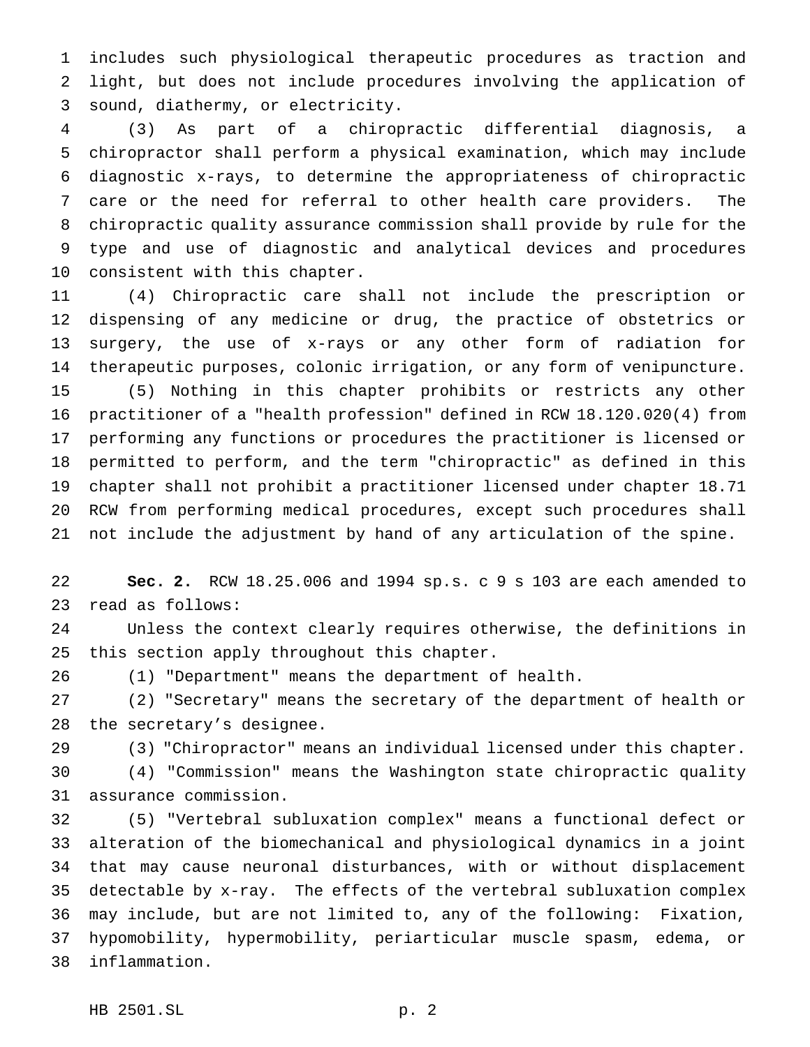includes such physiological therapeutic procedures as traction and light, but does not include procedures involving the application of sound, diathermy, or electricity.

(3) As part of a chiropractic differential diagnosis, a chiropractor shall perform a physical examination, which may include diagnostic x-rays, to determine the appropriateness of chiropractic care or the need for referral to other health care providers. The chiropractic quality assurance commission shall provide by rule for the type and use of diagnostic and analytical devices and procedures consistent with this chapter.

(4) Chiropractic care shall not include the prescription or dispensing of any medicine or drug, the practice of obstetrics or surgery, the use of x-rays or any other form of radiation for therapeutic purposes, colonic irrigation, or any form of venipuncture.

(5) Nothing in this chapter prohibits or restricts any other practitioner of a "health profession" defined in RCW 18.120.020(4) from performing any functions or procedures the practitioner is licensed or permitted to perform, and the term "chiropractic" as defined in this chapter shall not prohibit a practitioner licensed under chapter 18.71 RCW from performing medical procedures, except such procedures shall not include the adjustment by hand of any articulation of the spine.

**Sec. 2.** RCW 18.25.006 and 1994 sp.s. c 9 s 103 are each amended to read as follows:

Unless the context clearly requires otherwise, the definitions in this section apply throughout this chapter.

(1) "Department" means the department of health.

(2) "Secretary" means the secretary of the department of health or the secretary's designee.

(3) "Chiropractor" means an individual licensed under this chapter.

(4) "Commission" means the Washington state chiropractic quality assurance commission.

(5) "Vertebral subluxation complex" means a functional defect or alteration of the biomechanical and physiological dynamics in a joint that may cause neuronal disturbances, with or without displacement detectable by x-ray. The effects of the vertebral subluxation complex may include, but are not limited to, any of the following: Fixation, hypomobility, hypermobility, periarticular muscle spasm, edema, or inflammation.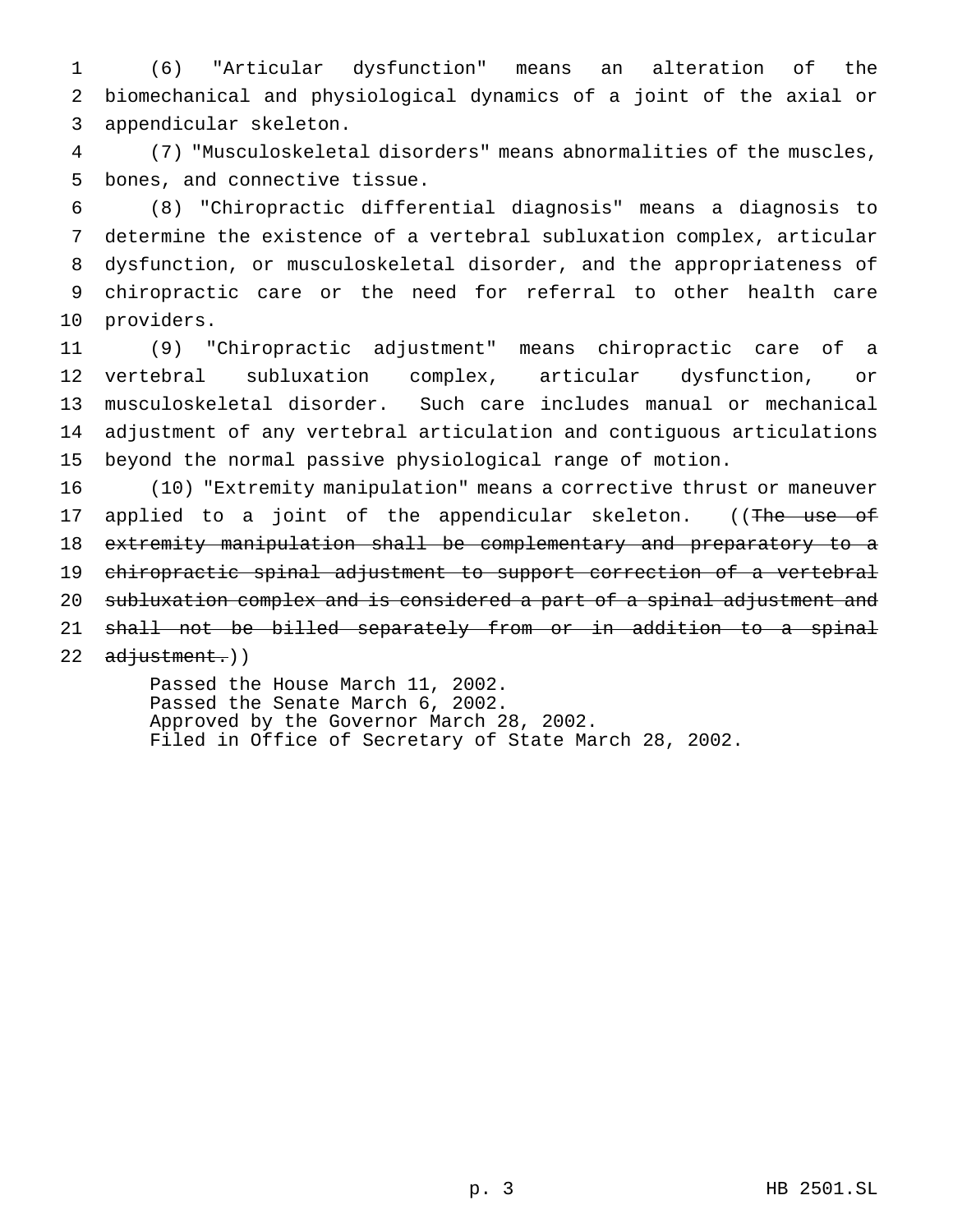(6) "Articular dysfunction" means an alteration of the biomechanical and physiological dynamics of a joint of the axial or appendicular skeleton.

(7) "Musculoskeletal disorders" means abnormalities of the muscles, bones, and connective tissue.

(8) "Chiropractic differential diagnosis" means a diagnosis to determine the existence of a vertebral subluxation complex, articular dysfunction, or musculoskeletal disorder, and the appropriateness of chiropractic care or the need for referral to other health care providers.

(9) "Chiropractic adjustment" means chiropractic care of a vertebral subluxation complex, articular dysfunction, or musculoskeletal disorder. Such care includes manual or mechanical adjustment of any vertebral articulation and contiguous articulations beyond the normal passive physiological range of motion.

(10) "Extremity manipulation" means a corrective thrust or maneuver applied to a joint of the appendicular skeleton. ((~~The use of extremity manipulation shall be complementary and preparatory to a chiropractic spinal adjustment to support correction of a vertebral subluxation complex and is considered a part of a spinal adjustment and shall not be billed separately from or in addition to a spinal adjustment.~~))

Passed the House March 11, 2002.
Passed the Senate March 6, 2002.
Approved by the Governor March 28, 2002.
Filed in Office of Secretary of State March 28, 2002.